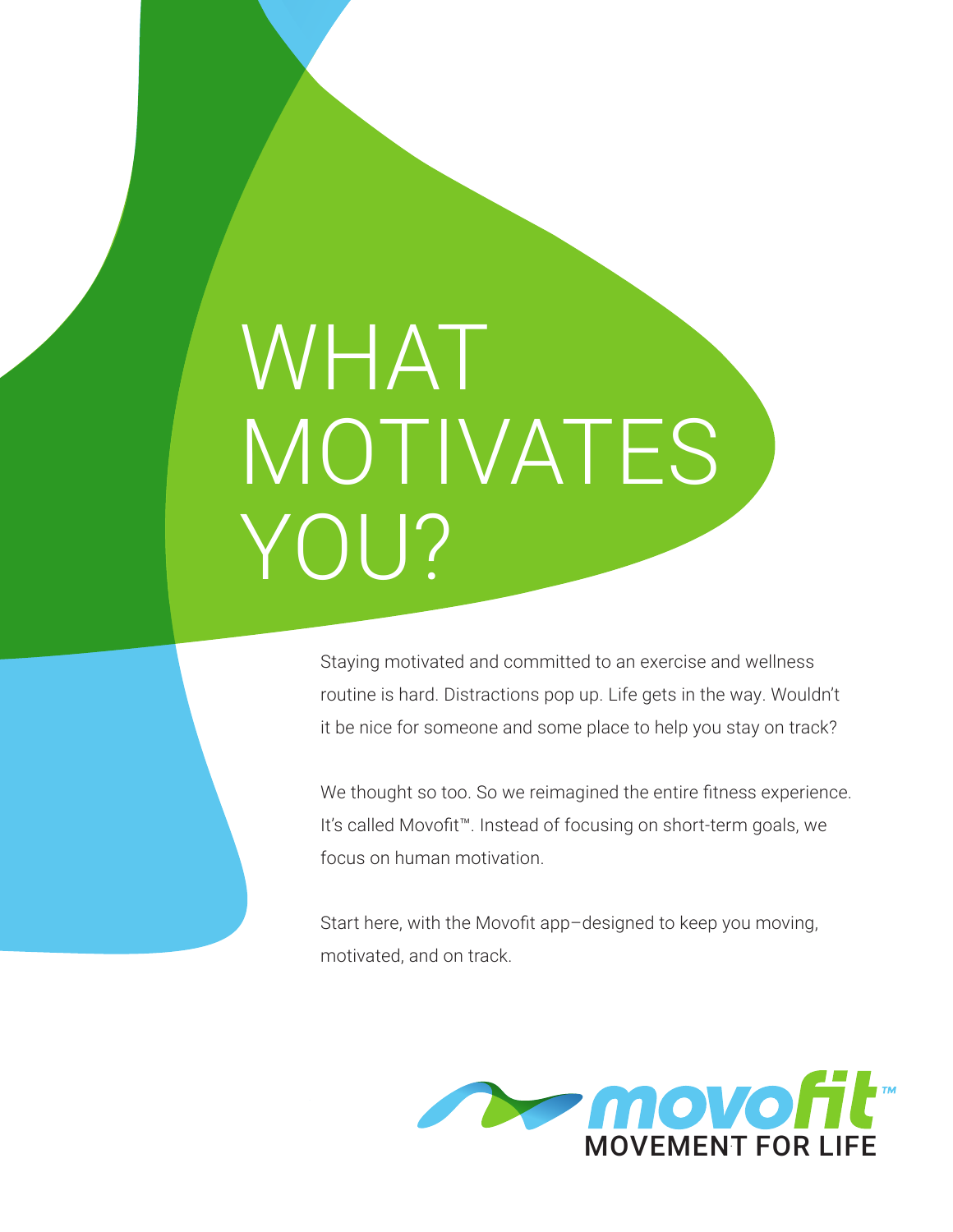# WHAT MOTIVATES YOU?

Staying motivated and committed to an exercise and wellness routine is hard. Distractions pop up. Life gets in the way. Wouldn't it be nice for someone and some place to help you stay on track?

We thought so too. So we reimagined the entire fitness experience. It's called Movofit™. Instead of focusing on short-term goals, we focus on human motivation.

Start here, with the Movofit app–designed to keep you moving, motivated, and on track.

movofit™
MOVEMENT FOR LIFE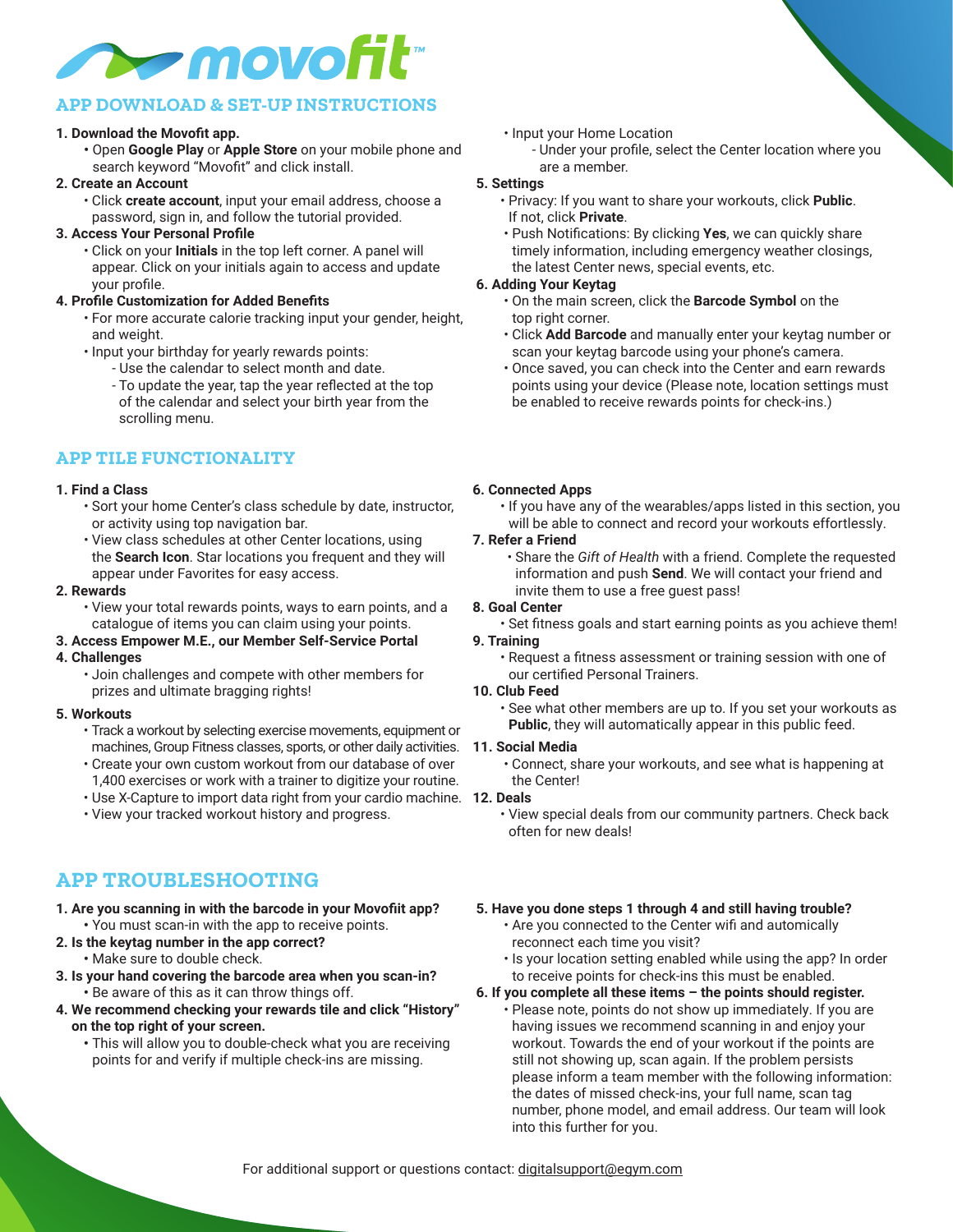# movofit™

## APP DOWNLOAD & SET-UP INSTRUCTIONS

**1. Download the Movofit app.**
- Open **Google Play** or **Apple Store** on your mobile phone and search keyword "Movofit" and click install.

**2. Create an Account**
- Click **create account**, input your email address, choose a password, sign in, and follow the tutorial provided.

**3. Access Your Personal Profile**
- Click on your **Initials** in the top left corner. A panel will appear. Click on your initials again to access and update your profile.

**4. Profile Customization for Added Benefits**
- For more accurate calorie tracking input your gender, height, and weight.
- Input your birthday for yearly rewards points:
  - Use the calendar to select month and date.
  - To update the year, tap the year reflected at the top of the calendar and select your birth year from the scrolling menu.
- Input your Home Location
  - Under your profile, select the Center location where you are a member.

**5. Settings**
- Privacy: If you want to share your workouts, click **Public**. If not, click **Private**.
- Push Notifications: By clicking **Yes**, we can quickly share timely information, including emergency weather closings, the latest Center news, special events, etc.

**6. Adding Your Keytag**
- On the main screen, click the **Barcode Symbol** on the top right corner.
- Click **Add Barcode** and manually enter your keytag number or scan your keytag barcode using your phone's camera.
- Once saved, you can check into the Center and earn rewards points using your device (Please note, location settings must be enabled to receive rewards points for check-ins.)

## APP TILE FUNCTIONALITY

**1. Find a Class**
- Sort your home Center's class schedule by date, instructor, or activity using top navigation bar.
- View class schedules at other Center locations, using the **Search Icon**. Star locations you frequent and they will appear under Favorites for easy access.

**2. Rewards**
- View your total rewards points, ways to earn points, and a catalogue of items you can claim using your points.

**3. Access Empower M.E., our Member Self-Service Portal**

**4. Challenges**
- Join challenges and compete with other members for prizes and ultimate bragging rights!

**5. Workouts**
- Track a workout by selecting exercise movements, equipment or machines, Group Fitness classes, sports, or other daily activities.
- Create your own custom workout from our database of over 1,400 exercises or work with a trainer to digitize your routine.
- Use X-Capture to import data right from your cardio machine.
- View your tracked workout history and progress.

**6. Connected Apps**
- If you have any of the wearables/apps listed in this section, you will be able to connect and record your workouts effortlessly.

**7. Refer a Friend**
- Share the *Gift of Health* with a friend. Complete the requested information and push **Send**. We will contact your friend and invite them to use a free guest pass!

**8. Goal Center**
- Set fitness goals and start earning points as you achieve them!

**9. Training**
- Request a fitness assessment or training session with one of our certified Personal Trainers.

**10. Club Feed**
- See what other members are up to. If you set your workouts as **Public**, they will automatically appear in this public feed.

**11. Social Media**
- Connect, share your workouts, and see what is happening at the Center!

**12. Deals**
- View special deals from our community partners. Check back often for new deals!

## APP TROUBLESHOOTING

**1. Are you scanning in with the barcode in your Movofiit app?**
- You must scan-in with the app to receive points.

**2. Is the keytag number in the app correct?**
- Make sure to double check.

**3. Is your hand covering the barcode area when you scan-in?**
- Be aware of this as it can throw things off.

**4. We recommend checking your rewards tile and click "History" on the top right of your screen.**
- This will allow you to double-check what you are receiving points for and verify if multiple check-ins are missing.

**5. Have you done steps 1 through 4 and still having trouble?**
- Are you connected to the Center wifi and automically reconnect each time you visit?
- Is your location setting enabled while using the app? In order to receive points for check-ins this must be enabled.

**6. If you complete all these items – the points should register.**
- Please note, points do not show up immediately. If you are having issues we recommend scanning in and enjoy your workout. Towards the end of your workout if the points are still not showing up, scan again. If the problem persists please inform a team member with the following information: the dates of missed check-ins, your full name, scan tag number, phone model, and email address. Our team will look into this further for you.

For additional support or questions contact: digitalsupport@egym.com